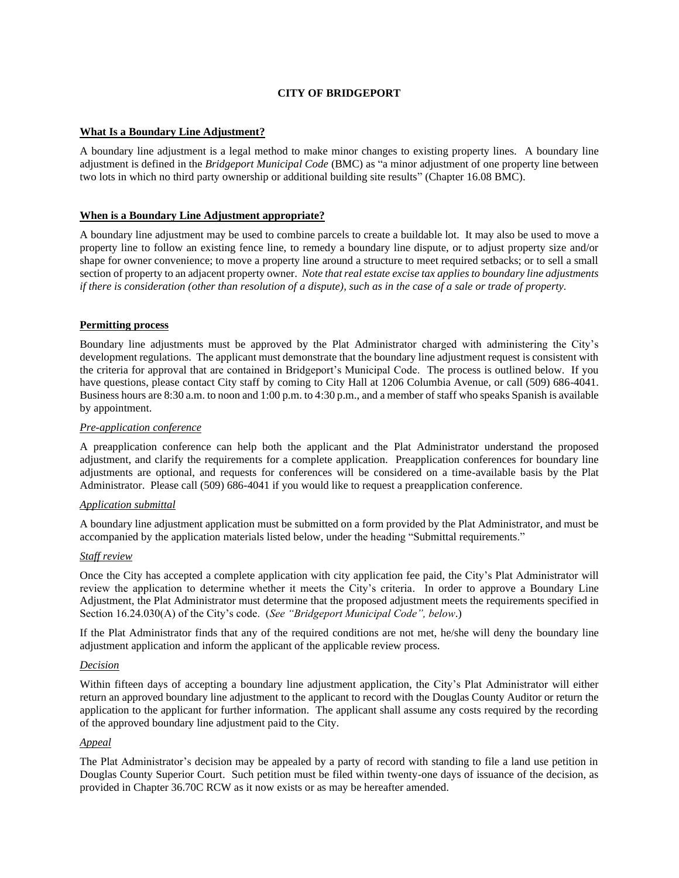# CITY OF BRIDGEPORT

## What Is a Boundary Line Adjustment?

A boundary line adjustment is a legal method to make minor changes to existing property lines. A boundary line adjustment is defined in the *Bridgeport Municipal Code* (BMC) as "a minor adjustment of one property line between two lots in which no third party ownership or additional building site results" (Chapter 16.08 BMC).

## When is a Boundary Line Adjustment appropriate?

A boundary line adjustment may be used to combine parcels to create a buildable lot. It may also be used to move a property line to follow an existing fence line, to remedy a boundary line dispute, or to adjust property size and/or shape for owner convenience; to move a property line around a structure to meet required setbacks; or to sell a small section of property to an adjacent property owner. *Note that real estate excise tax applies to boundary line adjustments if there is consideration (other than resolution of a dispute), such as in the case of a sale or trade of property.*

## Permitting process

Boundary line adjustments must be approved by the Plat Administrator charged with administering the City's development regulations. The applicant must demonstrate that the boundary line adjustment request is consistent with the criteria for approval that are contained in Bridgeport's Municipal Code. The process is outlined below. If you have questions, please contact City staff by coming to City Hall at 1206 Columbia Avenue, or call (509) 686-4041. Business hours are 8:30 a.m. to noon and 1:00 p.m. to 4:30 p.m., and a member of staff who speaks Spanish is available by appointment.

### *Pre-application conference*

A preapplication conference can help both the applicant and the Plat Administrator understand the proposed adjustment, and clarify the requirements for a complete application. Preapplication conferences for boundary line adjustments are optional, and requests for conferences will be considered on a time-available basis by the Plat Administrator. Please call (509) 686-4041 if you would like to request a preapplication conference.

### *Application submittal*

A boundary line adjustment application must be submitted on a form provided by the Plat Administrator, and must be accompanied by the application materials listed below, under the heading "Submittal requirements."

### *Staff review*

Once the City has accepted a complete application with city application fee paid, the City's Plat Administrator will review the application to determine whether it meets the City's criteria. In order to approve a Boundary Line Adjustment, the Plat Administrator must determine that the proposed adjustment meets the requirements specified in Section 16.24.030(A) of the City's code. (*See "Bridgeport Municipal Code", below*.)

If the Plat Administrator finds that any of the required conditions are not met, he/she will deny the boundary line adjustment application and inform the applicant of the applicable review process.

### *Decision*

Within fifteen days of accepting a boundary line adjustment application, the City's Plat Administrator will either return an approved boundary line adjustment to the applicant to record with the Douglas County Auditor or return the application to the applicant for further information. The applicant shall assume any costs required by the recording of the approved boundary line adjustment paid to the City.

### *Appeal*

The Plat Administrator's decision may be appealed by a party of record with standing to file a land use petition in Douglas County Superior Court. Such petition must be filed within twenty-one days of issuance of the decision, as provided in Chapter 36.70C RCW as it now exists or as may be hereafter amended.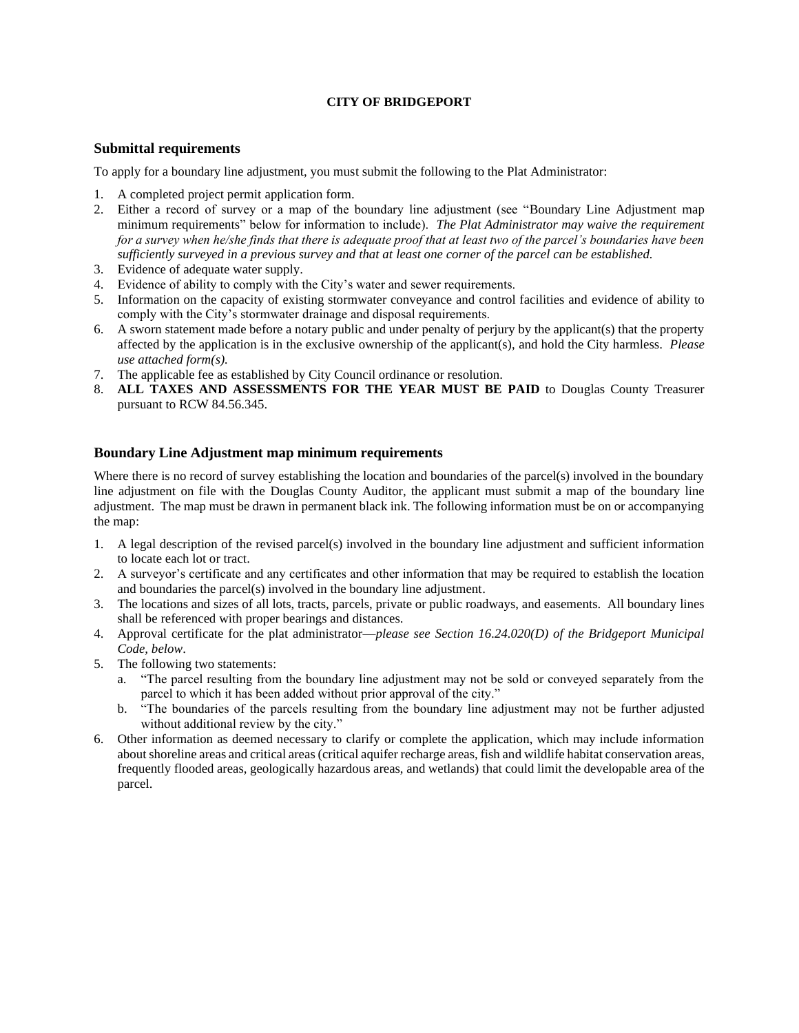**CITY OF BRIDGEPORT**

## Submittal requirements

To apply for a boundary line adjustment, you must submit the following to the Plat Administrator:

1. A completed project permit application form.
2. Either a record of survey or a map of the boundary line adjustment (see "Boundary Line Adjustment map minimum requirements" below for information to include). *The Plat Administrator may waive the requirement for a survey when he/she finds that there is adequate proof that at least two of the parcel's boundaries have been sufficiently surveyed in a previous survey and that at least one corner of the parcel can be established.*
3. Evidence of adequate water supply.
4. Evidence of ability to comply with the City's water and sewer requirements.
5. Information on the capacity of existing stormwater conveyance and control facilities and evidence of ability to comply with the City's stormwater drainage and disposal requirements.
6. A sworn statement made before a notary public and under penalty of perjury by the applicant(s) that the property affected by the application is in the exclusive ownership of the applicant(s), and hold the City harmless. *Please use attached form(s).*
7. The applicable fee as established by City Council ordinance or resolution.
8. **ALL TAXES AND ASSESSMENTS FOR THE YEAR MUST BE PAID** to Douglas County Treasurer pursuant to RCW 84.56.345.

## Boundary Line Adjustment map minimum requirements

Where there is no record of survey establishing the location and boundaries of the parcel(s) involved in the boundary line adjustment on file with the Douglas County Auditor, the applicant must submit a map of the boundary line adjustment. The map must be drawn in permanent black ink. The following information must be on or accompanying the map:

1. A legal description of the revised parcel(s) involved in the boundary line adjustment and sufficient information to locate each lot or tract.
2. A surveyor's certificate and any certificates and other information that may be required to establish the location and boundaries the parcel(s) involved in the boundary line adjustment.
3. The locations and sizes of all lots, tracts, parcels, private or public roadways, and easements. All boundary lines shall be referenced with proper bearings and distances.
4. Approval certificate for the plat administrator—*please see Section 16.24.020(D) of the Bridgeport Municipal Code, below*.
5. The following two statements:
   a. "The parcel resulting from the boundary line adjustment may not be sold or conveyed separately from the parcel to which it has been added without prior approval of the city."
   b. "The boundaries of the parcels resulting from the boundary line adjustment may not be further adjusted without additional review by the city."
6. Other information as deemed necessary to clarify or complete the application, which may include information about shoreline areas and critical areas (critical aquifer recharge areas, fish and wildlife habitat conservation areas, frequently flooded areas, geologically hazardous areas, and wetlands) that could limit the developable area of the parcel.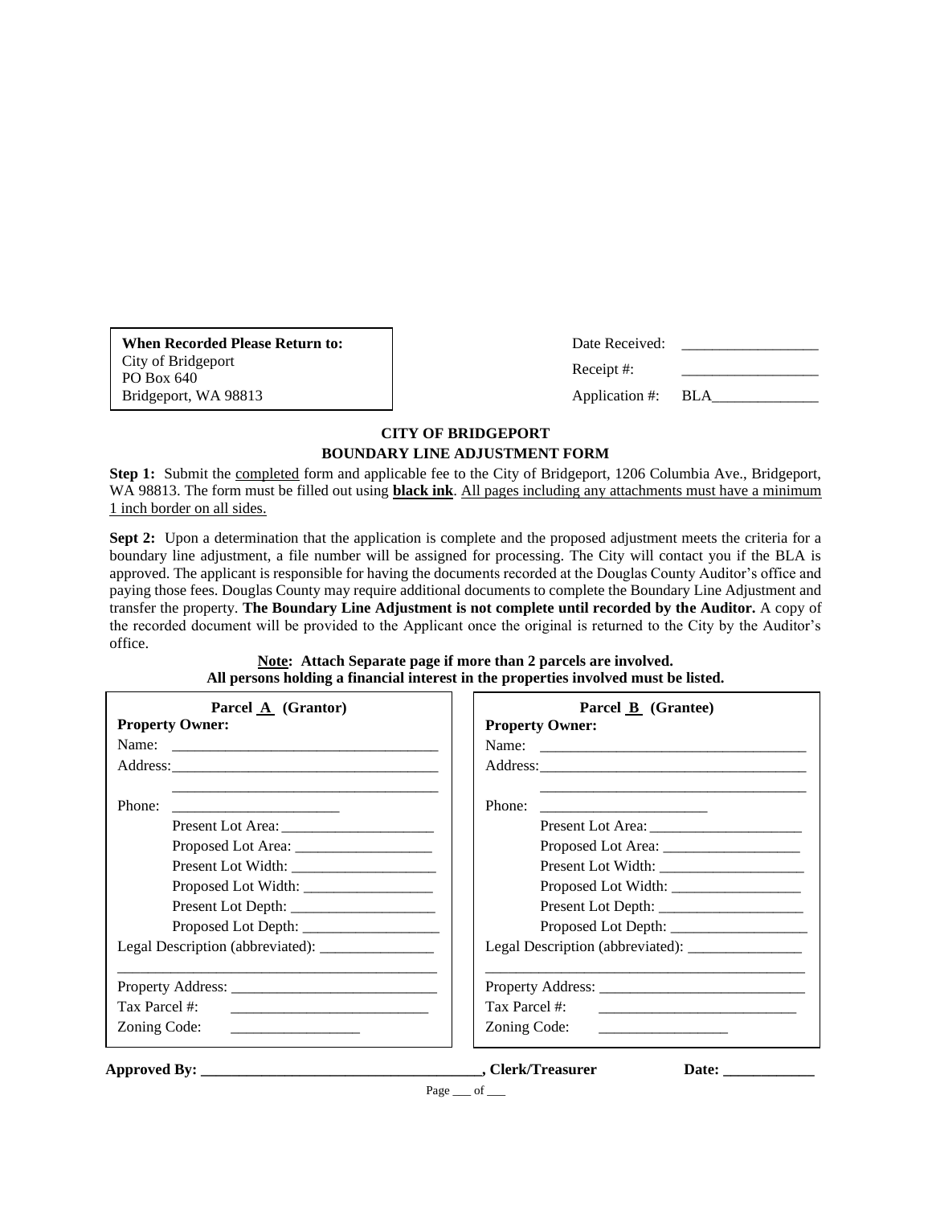**When Recorded Please Return to:**
City of Bridgeport
PO Box 640
Bridgeport, WA 98813

Date Received: __________________

Receipt #: __________________

Application #: BLA______________

## CITY OF BRIDGEPORT
## BOUNDARY LINE ADJUSTMENT FORM

**Step 1:** Submit the completed form and applicable fee to the City of Bridgeport, 1206 Columbia Ave., Bridgeport, WA 98813. The form must be filled out using **black ink**. All pages including any attachments must have a minimum 1 inch border on all sides.

**Sept 2:** Upon a determination that the application is complete and the proposed adjustment meets the criteria for a boundary line adjustment, a file number will be assigned for processing. The City will contact you if the BLA is approved. The applicant is responsible for having the documents recorded at the Douglas County Auditor's office and paying those fees. Douglas County may require additional documents to complete the Boundary Line Adjustment and transfer the property. **The Boundary Line Adjustment is not complete until recorded by the Auditor.** A copy of the recorded document will be provided to the Applicant once the original is returned to the City by the Auditor's office.

**Note: Attach Separate page if more than 2 parcels are involved.**
**All persons holding a financial interest in the properties involved must be listed.**

| **Parcel A (Grantor)** | **Parcel B (Grantee)** |
|---|---|
| **Property Owner:** | **Property Owner:** |
| Name: ___________________________________ | Name: ___________________________________ |
| Address: ___________________________________ | Address: ___________________________________ |
| ___________________________________ | ___________________________________ |
| Phone: ______________________ | Phone: ______________________ |
| Present Lot Area: ____________________ | Present Lot Area: ____________________ |
| Proposed Lot Area: __________________ | Proposed Lot Area: __________________ |
| Present Lot Width: ___________________ | Present Lot Width: ___________________ |
| Proposed Lot Width: _________________ | Proposed Lot Width: _________________ |
| Present Lot Depth: ___________________ | Present Lot Depth: ___________________ |
| Proposed Lot Depth: __________________ | Proposed Lot Depth: __________________ |
| Legal Description (abbreviated): _______________ | Legal Description (abbreviated): _______________ |
| ___________________________________ | ___________________________________ |
| Property Address: ___________________________ | Property Address: ___________________________ |
| Tax Parcel #: ___________________________ | Tax Parcel #: ___________________________ |
| Zoning Code: _________________ | Zoning Code: _________________ |

**Approved By: ____________________________________, Clerk/Treasurer** **Date: ____________**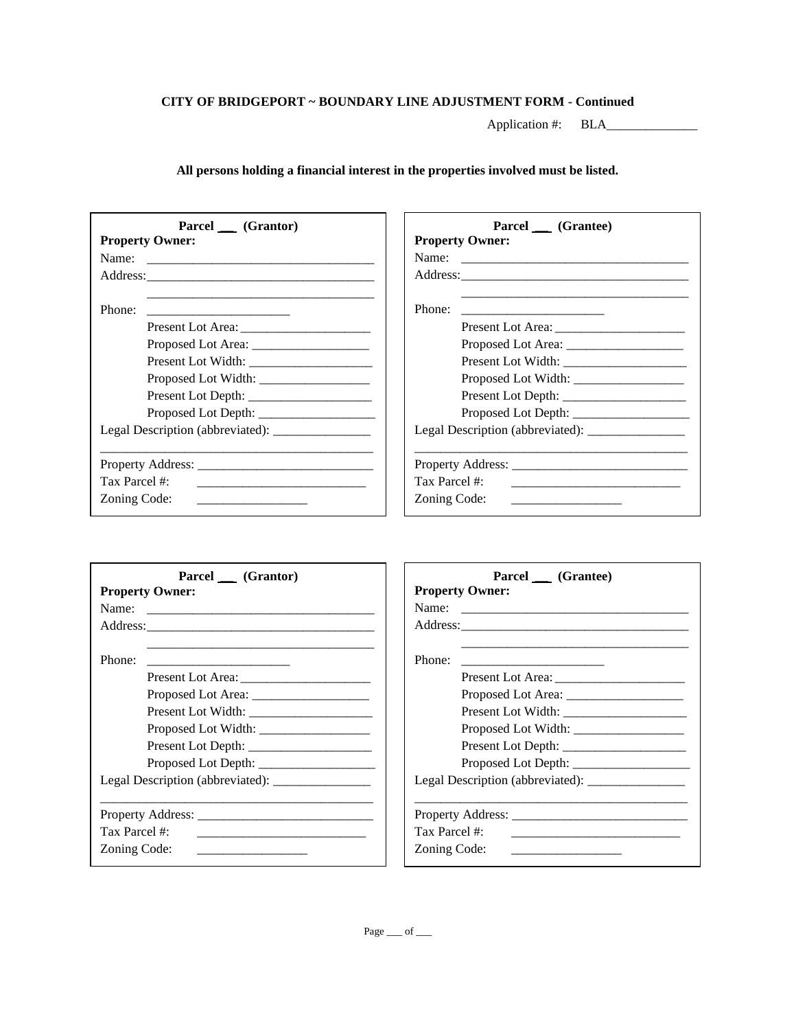**CITY OF BRIDGEPORT ~ BOUNDARY LINE ADJUSTMENT FORM - Continued**

Application #: BLA______________

**All persons holding a financial interest in the properties involved must be listed.**

**Parcel ___ (Grantor)**

**Property Owner:**

Name: ___________________________________

Address:___________________________________

___________________________________

Phone: ______________________

Present Lot Area: ____________________

Proposed Lot Area: __________________

Present Lot Width: ___________________

Proposed Lot Width: _________________

Present Lot Depth: ___________________

Proposed Lot Depth: __________________

Legal Description (abbreviated): _______________

___________________________________________

Property Address: ___________________________

Tax Parcel #: __________________________

Zoning Code: _________________

**Parcel ___ (Grantee)**

**Property Owner:**

Name: ___________________________________

Address:___________________________________

___________________________________

Phone: ______________________

Present Lot Area: ____________________

Proposed Lot Area: __________________

Present Lot Width: ___________________

Proposed Lot Width: _________________

Present Lot Depth: ___________________

Proposed Lot Depth: __________________

Legal Description (abbreviated): _______________

___________________________________________

Property Address: ___________________________

Tax Parcel #: __________________________

Zoning Code: _________________

**Parcel ___ (Grantor)**

**Property Owner:**

Name: ___________________________________

Address:___________________________________

___________________________________

Phone: ______________________

Present Lot Area: ____________________

Proposed Lot Area: __________________

Present Lot Width: ___________________

Proposed Lot Width: _________________

Present Lot Depth: ___________________

Proposed Lot Depth: __________________

Legal Description (abbreviated): _______________

___________________________________________

Property Address: ___________________________

Tax Parcel #: __________________________

Zoning Code: _________________

**Parcel ___ (Grantee)**

**Property Owner:**

Name: ___________________________________

Address:___________________________________

___________________________________

Phone: ______________________

Present Lot Area: ____________________

Proposed Lot Area: __________________

Present Lot Width: ___________________

Proposed Lot Width: _________________

Present Lot Depth: ___________________

Proposed Lot Depth: __________________

Legal Description (abbreviated): _______________

___________________________________________

Property Address: ___________________________

Tax Parcel #: __________________________

Zoning Code: _________________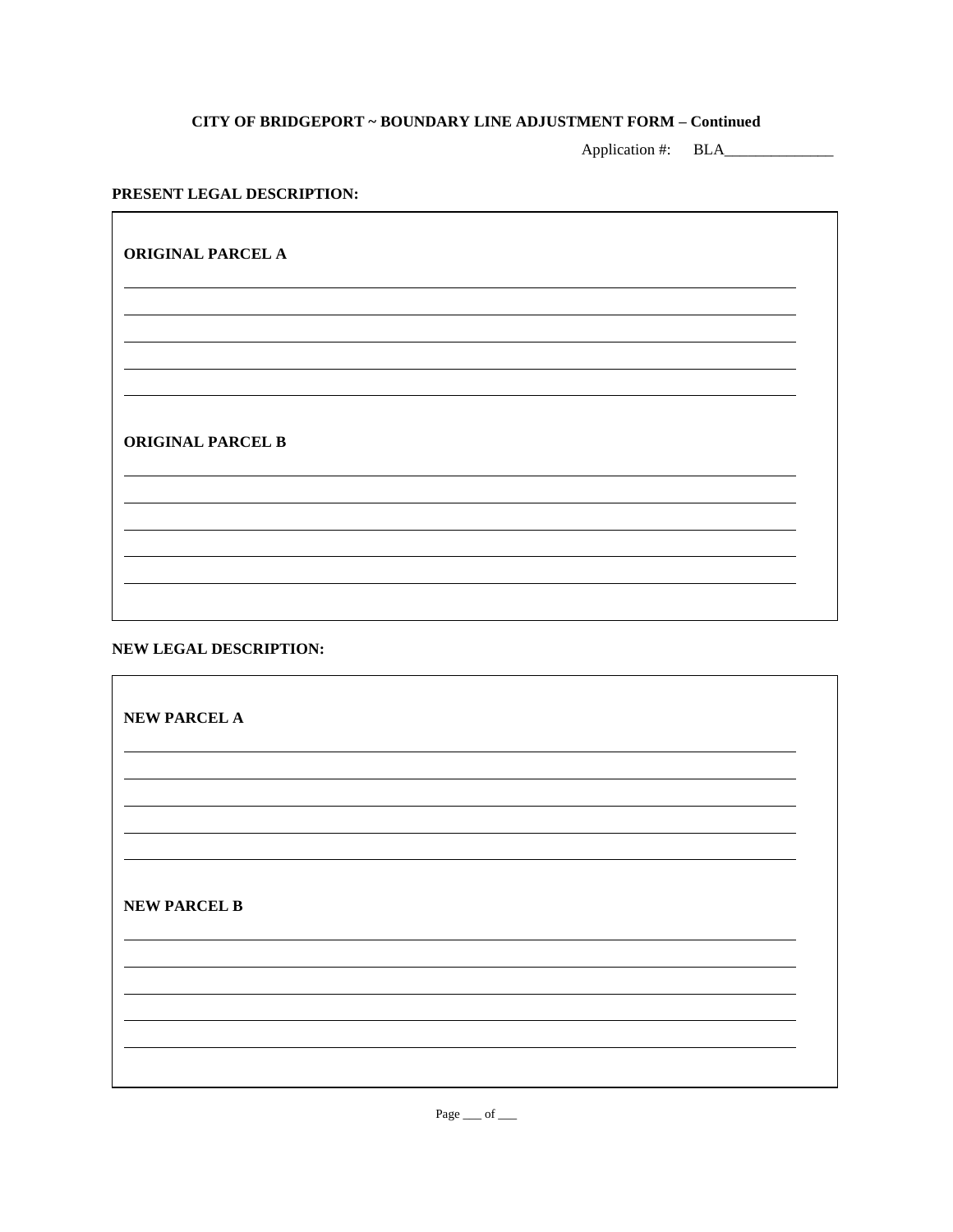**CITY OF BRIDGEPORT ~ BOUNDARY LINE ADJUSTMENT FORM – Continued**

Application #: BLA______________

**PRESENT LEGAL DESCRIPTION:**

**ORIGINAL PARCEL A**

______________________________________________________________________

______________________________________________________________________

______________________________________________________________________

______________________________________________________________________

______________________________________________________________________

**ORIGINAL PARCEL B**

______________________________________________________________________

______________________________________________________________________

______________________________________________________________________

______________________________________________________________________

______________________________________________________________________

**NEW LEGAL DESCRIPTION:**

**NEW PARCEL A**

______________________________________________________________________

______________________________________________________________________

______________________________________________________________________

______________________________________________________________________

______________________________________________________________________

**NEW PARCEL B**

______________________________________________________________________

______________________________________________________________________

______________________________________________________________________

______________________________________________________________________

______________________________________________________________________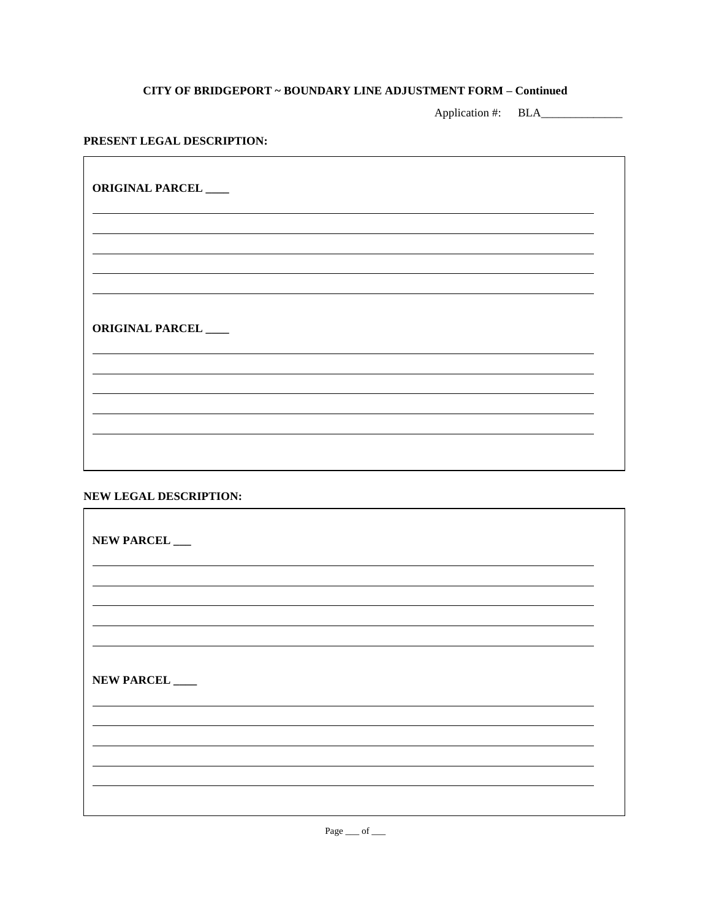**CITY OF BRIDGEPORT ~ BOUNDARY LINE ADJUSTMENT FORM – Continued**

Application #: BLA______________

**PRESENT LEGAL DESCRIPTION:**

**ORIGINAL PARCEL ____**

________________________________________________________________________________

________________________________________________________________________________

________________________________________________________________________________

________________________________________________________________________________

________________________________________________________________________________

**ORIGINAL PARCEL ____**

________________________________________________________________________________

________________________________________________________________________________

________________________________________________________________________________

________________________________________________________________________________

________________________________________________________________________________

**NEW LEGAL DESCRIPTION:**

**NEW PARCEL ___**

________________________________________________________________________________

________________________________________________________________________________

________________________________________________________________________________

________________________________________________________________________________

________________________________________________________________________________

**NEW PARCEL ____**

________________________________________________________________________________

________________________________________________________________________________

________________________________________________________________________________

________________________________________________________________________________

________________________________________________________________________________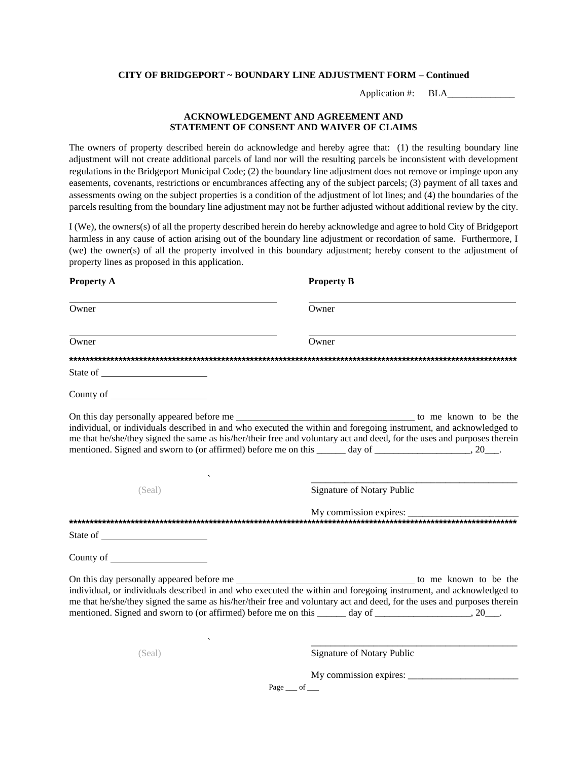**CITY OF BRIDGEPORT ~ BOUNDARY LINE ADJUSTMENT FORM – Continued**

Application #: BLA______________

## ACKNOWLEDGEMENT AND AGREEMENT AND STATEMENT OF CONSENT AND WAIVER OF CLAIMS

The owners of property described herein do acknowledge and hereby agree that: (1) the resulting boundary line adjustment will not create additional parcels of land nor will the resulting parcels be inconsistent with development regulations in the Bridgeport Municipal Code; (2) the boundary line adjustment does not remove or impinge upon any easements, covenants, restrictions or encumbrances affecting any of the subject parcels; (3) payment of all taxes and assessments owing on the subject properties is a condition of the adjustment of lot lines; and (4) the boundaries of the parcels resulting from the boundary line adjustment may not be further adjusted without additional review by the city.

I (We), the owners(s) of all the property described herein do hereby acknowledge and agree to hold City of Bridgeport harmless in any cause of action arising out of the boundary line adjustment or recordation of same. Furthermore, I (we) the owner(s) of all the property involved in this boundary adjustment; hereby consent to the adjustment of property lines as proposed in this application.

| **Property A** | **Property B** |
|---|---|
| ______________________________ Owner | ______________________________ Owner |
| ______________________________ Owner | ______________________________ Owner |

**************************************************************************************************************

State of ____________________

County of ____________________

On this day personally appeared before me ________________________________ to me known to be the individual, or individuals described in and who executed the within and foregoing instrument, and acknowledged to me that he/she/they signed the same as his/her/their free and voluntary act and deed, for the uses and purposes therein mentioned. Signed and sworn to (or affirmed) before me on this ______ day of ____________________, 20___.

(Seal)

______________________________________________
Signature of Notary Public

My commission expires: _______________________

**************************************************************************************************************

State of ____________________

County of ____________________

On this day personally appeared before me ________________________________ to me known to be the individual, or individuals described in and who executed the within and foregoing instrument, and acknowledged to me that he/she/they signed the same as his/her/their free and voluntary act and deed, for the uses and purposes therein mentioned. Signed and sworn to (or affirmed) before me on this ______ day of ____________________, 20___.

(Seal)

______________________________________________
Signature of Notary Public

My commission expires: _______________________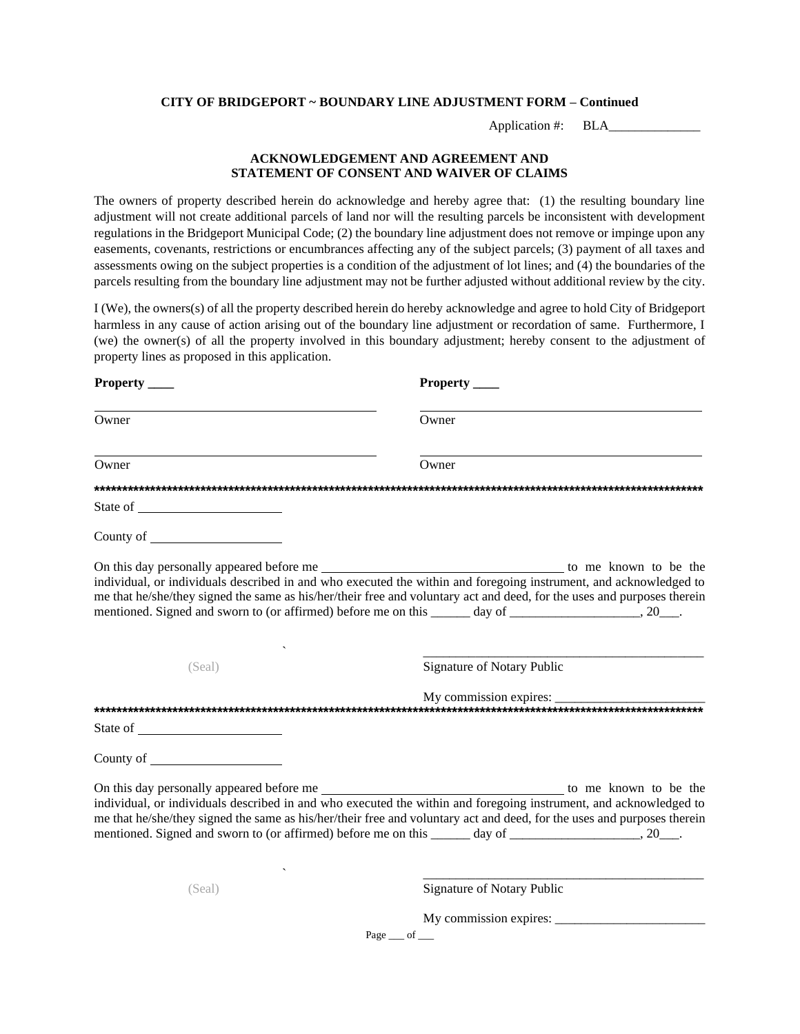**CITY OF BRIDGEPORT ~ BOUNDARY LINE ADJUSTMENT FORM – Continued**

Application #: BLA______________

## ACKNOWLEDGEMENT AND AGREEMENT AND STATEMENT OF CONSENT AND WAIVER OF CLAIMS

The owners of property described herein do acknowledge and hereby agree that: (1) the resulting boundary line adjustment will not create additional parcels of land nor will the resulting parcels be inconsistent with development regulations in the Bridgeport Municipal Code; (2) the boundary line adjustment does not remove or impinge upon any easements, covenants, restrictions or encumbrances affecting any of the subject parcels; (3) payment of all taxes and assessments owing on the subject properties is a condition of the adjustment of lot lines; and (4) the boundaries of the parcels resulting from the boundary line adjustment may not be further adjusted without additional review by the city.

I (We), the owners(s) of all the property described herein do hereby acknowledge and agree to hold City of Bridgeport harmless in any cause of action arising out of the boundary line adjustment or recordation of same. Furthermore, I (we) the owner(s) of all the property involved in this boundary adjustment; hereby consent to the adjustment of property lines as proposed in this application.

**Property ____**

______________________________
Owner

______________________________
Owner

**Property ____**

______________________________
Owner

______________________________
Owner

**************************************************************************************************************

State of ______________________

County of ____________________

On this day personally appeared before me ____________________________________ to me known to be the individual, or individuals described in and who executed the within and foregoing instrument, and acknowledged to me that he/she/they signed the same as his/her/their free and voluntary act and deed, for the uses and purposes therein mentioned. Signed and sworn to (or affirmed) before me on this ______ day of ____________________, 20___.

(Seal)

_____________________________________________
Signature of Notary Public

My commission expires: _______________________

**************************************************************************************************************

State of ______________________

County of ____________________

On this day personally appeared before me ____________________________________ to me known to be the individual, or individuals described in and who executed the within and foregoing instrument, and acknowledged to me that he/she/they signed the same as his/her/their free and voluntary act and deed, for the uses and purposes therein mentioned. Signed and sworn to (or affirmed) before me on this ______ day of ____________________, 20___.

(Seal)

_____________________________________________
Signature of Notary Public

My commission expires: _______________________